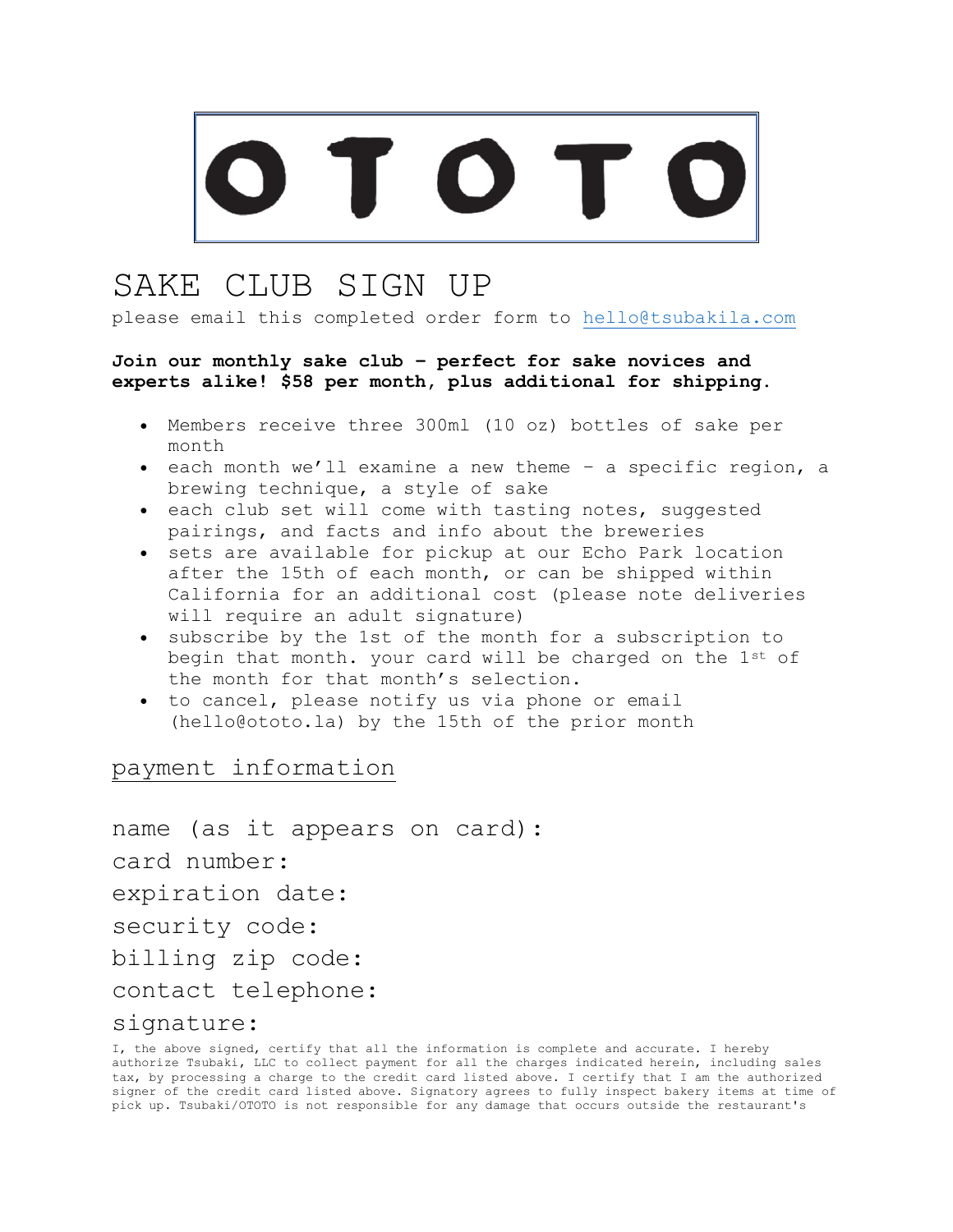# OTOTO

# SAKE CLUB SIGN UP

please email this completed order form to hello@tsubakila.com

**Join our monthly sake club – perfect for sake novices and experts alike! $58 per month, plus additional for shipping.**

- Members receive three 300ml (10 oz) bottles of sake per month
- each month we'll examine a new theme – a specific region, a brewing technique, a style of sake
- each club set will come with tasting notes, suggested pairings, and facts and info about the breweries
- sets are available for pickup at our Echo Park location after the 15th of each month, or can be shipped within California for an additional cost (please note deliveries will require an adult signature)
- subscribe by the 1st of the month for a subscription to begin that month. your card will be charged on the 1st of the month for that month's selection.
- to cancel, please notify us via phone or email (hello@ototo.la) by the 15th of the prior month

## payment information

name (as it appears on card):

card number:

expiration date:

security code:

billing zip code:

contact telephone:

signature:

I, the above signed, certify that all the information is complete and accurate. I hereby authorize Tsubaki, LLC to collect payment for all the charges indicated herein, including sales tax, by processing a charge to the credit card listed above. I certify that I am the authorized signer of the credit card listed above. Signatory agrees to fully inspect bakery items at time of pick up. Tsubaki/OTOTO is not responsible for any damage that occurs outside the restaurant's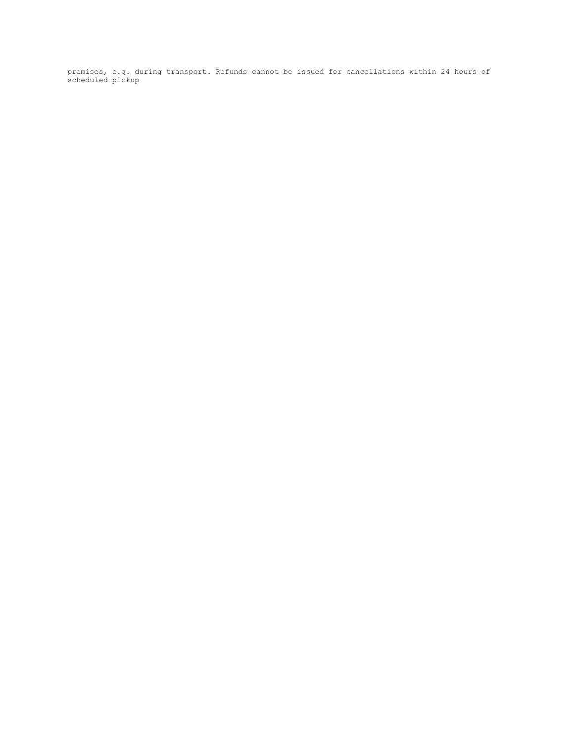premises, e.g. during transport. Refunds cannot be issued for cancellations within 24 hours of scheduled pickup